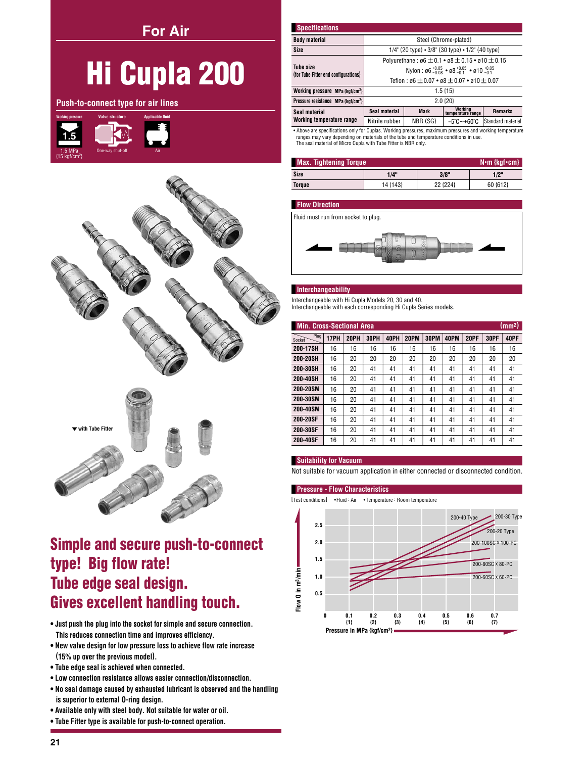## For Air

# Hi Cupla 200

### Push-to-connect type for air lines

Working pressure: 1.5 MPa (15 kgf/cm²) | Valve structure: One-way shut-off | Applicable fluid: Air

▼ with Tube Fitter

## Simple and secure push-to-connect type! Big flow rate! Tube edge seal design. Gives excellent handling touch.

- Just push the plug into the socket for simple and secure connection. This reduces connection time and improves efficiency.
- New valve design for low pressure loss to achieve flow rate increase (15% up over the previous model).
- Tube edge seal is achieved when connected.
- Low connection resistance allows easier connection/disconnection.
- No seal damage caused by exhausted lubricant is observed and the handling is superior to external O-ring design.
- Available only with steel body. Not suitable for water or oil.
- Tube Fitter type is available for push-to-connect operation.

### Specifications

| | | | | |
|---|---|---|---|---|
| Body material | Steel (Chrome-plated) | | | |
| Size | 1/4" (20 type) • 3/8" (30 type) • 1/2" (40 type) | | | |
| Tube size (for Tube Fitter end configurations) | Polyurethane : ø6 ± 0.1 • ø8 ± 0.15 • ø10 ± 0.15<br>Nylon : ø6 $^{+0.05}_{-0.08}$ • ø8 $^{+0.05}_{-0.1}$ • ø10 $^{+0.05}_{-0.1}$<br>Teflon : ø6 ± 0.07 • ø8 ± 0.07 • ø10 ± 0.07 | | | |
| Working pressure MPa (kgf/cm²) | 1.5 (15) | | | |
| Pressure resistance MPa (kgf/cm²) | 2.0 (20) | | | |
| Seal material / Working temperature range | Seal material | Mark | Working temperature range | Remarks |
| | Nitrile rubber | NBR (SG) | −5°C∼+60°C | Standard material |

• Above are specifications only for Cuplas. Working pressures, maximum pressures and working temperature ranges may vary depending on materials of the tube and temperature conditions in use.
The seal material of Micro Cupla with Tube Fitter is NBR only.

### Max. Tightening Torque N·m {kgf·cm}

| Size | 1/4" | 3/8" | 1/2" |
|---|---|---|---|
| Torque | 14 {143} | 22 {224} | 60 {612} |

### Flow Direction

Fluid must run from socket to plug.

### Interchangeability

Interchangeable with Hi Cupla Models 20, 30 and 40.
Interchangeable with each corresponding Hi Cupla Series models.

### Min. Cross-Sectional Area (mm²)

| Socket \ Plug | 17PH | 20PH | 30PH | 40PH | 20PM | 30PM | 40PM | 20PF | 30PF | 40PF |
|---|---|---|---|---|---|---|---|---|---|---|
| 200-17SH | 16 | 16 | 16 | 16 | 16 | 16 | 16 | 16 | 16 | 16 |
| 200-20SH | 16 | 20 | 20 | 20 | 20 | 20 | 20 | 20 | 20 | 20 |
| 200-30SH | 16 | 20 | 41 | 41 | 41 | 41 | 41 | 41 | 41 | 41 |
| 200-40SH | 16 | 20 | 41 | 41 | 41 | 41 | 41 | 41 | 41 | 41 |
| 200-20SM | 16 | 20 | 41 | 41 | 41 | 41 | 41 | 41 | 41 | 41 |
| 200-30SM | 16 | 20 | 41 | 41 | 41 | 41 | 41 | 41 | 41 | 41 |
| 200-40SM | 16 | 20 | 41 | 41 | 41 | 41 | 41 | 41 | 41 | 41 |
| 200-20SF | 16 | 20 | 41 | 41 | 41 | 41 | 41 | 41 | 41 | 41 |
| 200-30SF | 16 | 20 | 41 | 41 | 41 | 41 | 41 | 41 | 41 | 41 |
| 200-40SF | 16 | 20 | 41 | 41 | 41 | 41 | 41 | 41 | 41 | 41 |

### Suitability for Vacuum

Not suitable for vacuum application in either connected or disconnected condition.

### Pressure - Flow Characteristics

[Test conditions] •Fluid : Air •Temperature : Room temperature

Flow Q in m³/min (0.5 – 2.5) vs. Pressure in MPa {kgf/cm²} (0.1 {1} – 0.7 {7})

Curves: 200-40 Type, 200-30 Type, 200-20 Type, 200-100SC x 100-PC, 200-80SC x 80-PC, 200-60SC x 60-PC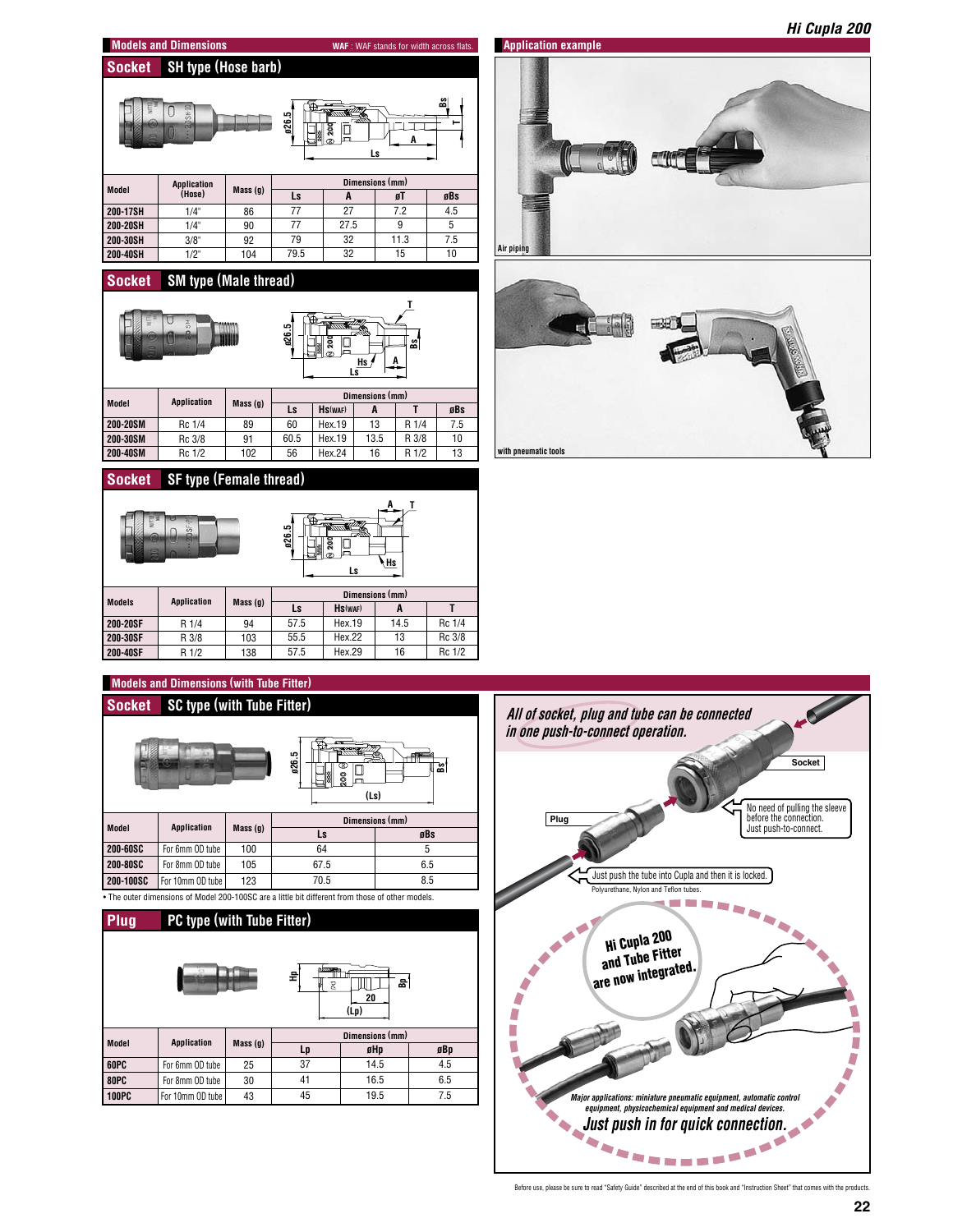## Models and Dimensions

WAF : WAF stands for width across flats.

### Socket SH type (Hose barb)

| Model | Application (Hose) | Mass (g) | Dimensions (mm) | | | |
|---|---|---|---|---|---|---|
| | | | Ls | A | øT | øBs |
| 200-17SH | 1/4" | 86 | 77 | 27 | 7.2 | 4.5 |
| 200-20SH | 1/4" | 90 | 77 | 27.5 | 9 | 5 |
| 200-30SH | 3/8" | 92 | 79 | 32 | 11.3 | 7.5 |
| 200-40SH | 1/2" | 104 | 79.5 | 32 | 15 | 10 |

### Socket SM type (Male thread)

| Model | Application | Mass (g) | Dimensions (mm) | | | | |
|---|---|---|---|---|---|---|---|
| | | | Ls | Hs(WAF) | A | T | øBs |
| 200-20SM | Rc 1/4 | 89 | 60 | Hex.19 | 13 | R 1/4 | 7.5 |
| 200-30SM | Rc 3/8 | 91 | 60.5 | Hex.19 | 13.5 | R 3/8 | 10 |
| 200-40SM | Rc 1/2 | 102 | 56 | Hex.24 | 16 | R 1/2 | 13 |

### Socket SF type (Female thread)

| Models | Application | Mass (g) | Dimensions (mm) | | | |
|---|---|---|---|---|---|---|
| | | | Ls | Hs(WAF) | A | T |
| 200-20SF | R 1/4 | 94 | 57.5 | Hex.19 | 14.5 | Rc 1/4 |
| 200-30SF | R 3/8 | 103 | 55.5 | Hex.22 | 13 | Rc 3/8 |
| 200-40SF | R 1/2 | 138 | 57.5 | Hex.29 | 16 | Rc 1/2 |

## Application example

Air piping

with pneumatic tools

## Models and Dimensions (with Tube Fitter)

### Socket SC type (with Tube Fitter)

| Model | Application | Mass (g) | Dimensions (mm) | |
|---|---|---|---|---|
| | | | Ls | øBs |
| 200-60SC | For 6mm OD tube | 100 | 64 | 5 |
| 200-80SC | For 8mm OD tube | 105 | 67.5 | 6.5 |
| 200-100SC | For 10mm OD tube | 123 | 70.5 | 8.5 |

• The outer dimensions of Model 200-100SC are a little bit different from those of other models.

### Plug PC type (with Tube Fitter)

| Model | Application | Mass (g) | Dimensions (mm) | | |
|---|---|---|---|---|---|
| | | | Lp | øHp | øBp |
| 60PC | For 6mm OD tube | 25 | 37 | 14.5 | 4.5 |
| 80PC | For 8mm OD tube | 30 | 41 | 16.5 | 6.5 |
| 100PC | For 10mm OD tube | 43 | 45 | 19.5 | 7.5 |

*All of socket, plug and tube can be connected in one push-to-connect operation.*

Socket

Plug

No need of pulling the sleeve before the connection. Just push-to-connect.

Just push the tube into Cupla and then it is locked.

Polyurethane, Nylon and Teflon tubes.

Hi Cupla 200 and Tube Fitter are now integrated.

*Major applications: miniature pneumatic equipment, automatic control equipment, physicochemical equipment and medical devices.*

*Just push in for quick connection.*

Before use, please be sure to read "Safety Guide" described at the end of this book and "Instruction Sheet" that comes with the products.